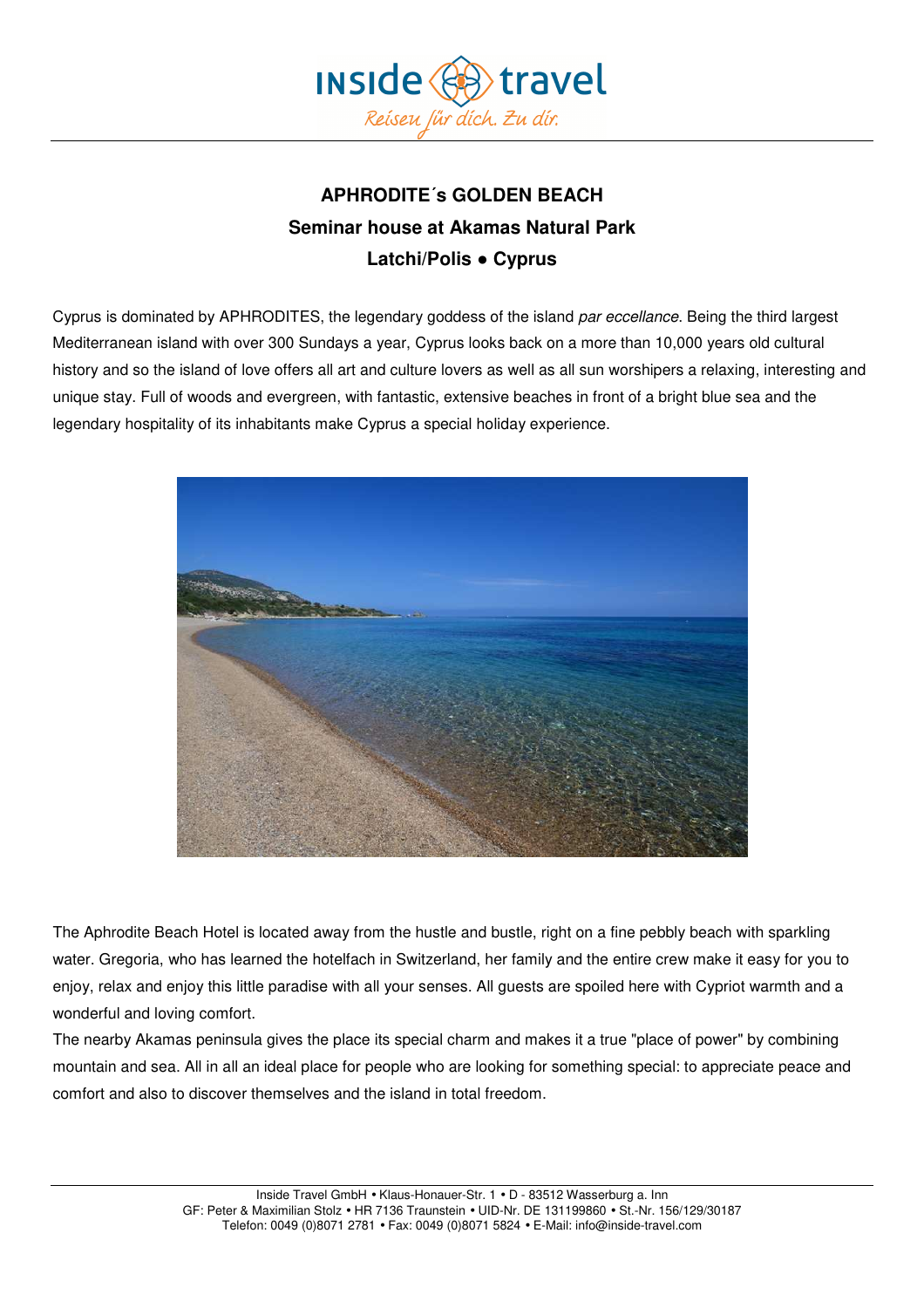# APHRODITE´s GOLDEN BEACH

## Seminar house at Akamas Natural Park

## Latchi/Polis ● Cyprus

Cyprus is dominated by APHRODITES, the legendary goddess of the island *par eccellance*. Being the third largest Mediterranean island with over 300 Sundays a year, Cyprus looks back on a more than 10,000 years old cultural history and so the island of love offers all art and culture lovers as well as all sun worshipers a relaxing, interesting and unique stay. Full of woods and evergreen, with fantastic, extensive beaches in front of a bright blue sea and the legendary hospitality of its inhabitants make Cyprus a special holiday experience.

The Aphrodite Beach Hotel is located away from the hustle and bustle, right on a fine pebbly beach with sparkling water. Gregoria, who has learned the hotelfach in Switzerland, her family and the entire crew make it easy for you to enjoy, relax and enjoy this little paradise with all your senses. All guests are spoiled here with Cypriot warmth and a wonderful and loving comfort.

The nearby Akamas peninsula gives the place its special charm and makes it a true "place of power" by combining mountain and sea. All in all an ideal place for people who are looking for something special: to appreciate peace and comfort and also to discover themselves and the island in total freedom.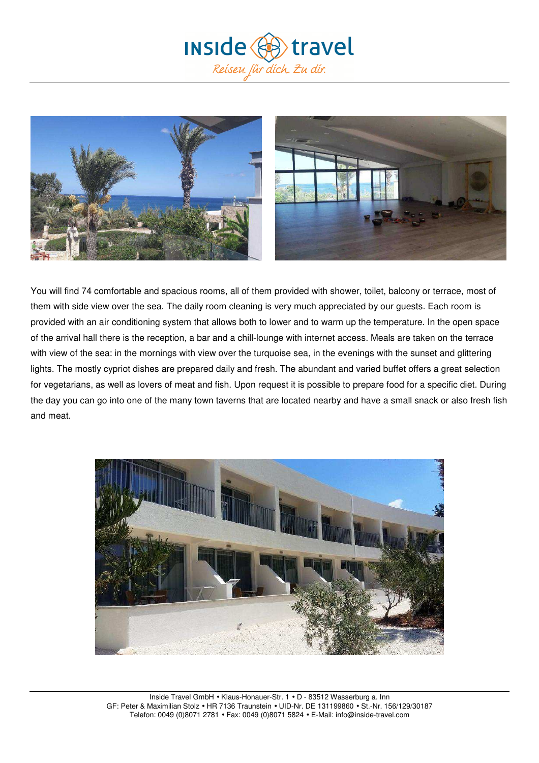You will find 74 comfortable and spacious rooms, all of them provided with shower, toilet, balcony or terrace, most of them with side view over the sea. The daily room cleaning is very much appreciated by our guests. Each room is provided with an air conditioning system that allows both to lower and to warm up the temperature. In the open space of the arrival hall there is the reception, a bar and a chill-lounge with internet access. Meals are taken on the terrace with view of the sea: in the mornings with view over the turquoise sea, in the evenings with the sunset and glittering lights. The mostly cypriot dishes are prepared daily and fresh. The abundant and varied buffet offers a great selection for vegetarians, as well as lovers of meat and fish. Upon request it is possible to prepare food for a specific diet. During the day you can go into one of the many town taverns that are located nearby and have a small snack or also fresh fish and meat.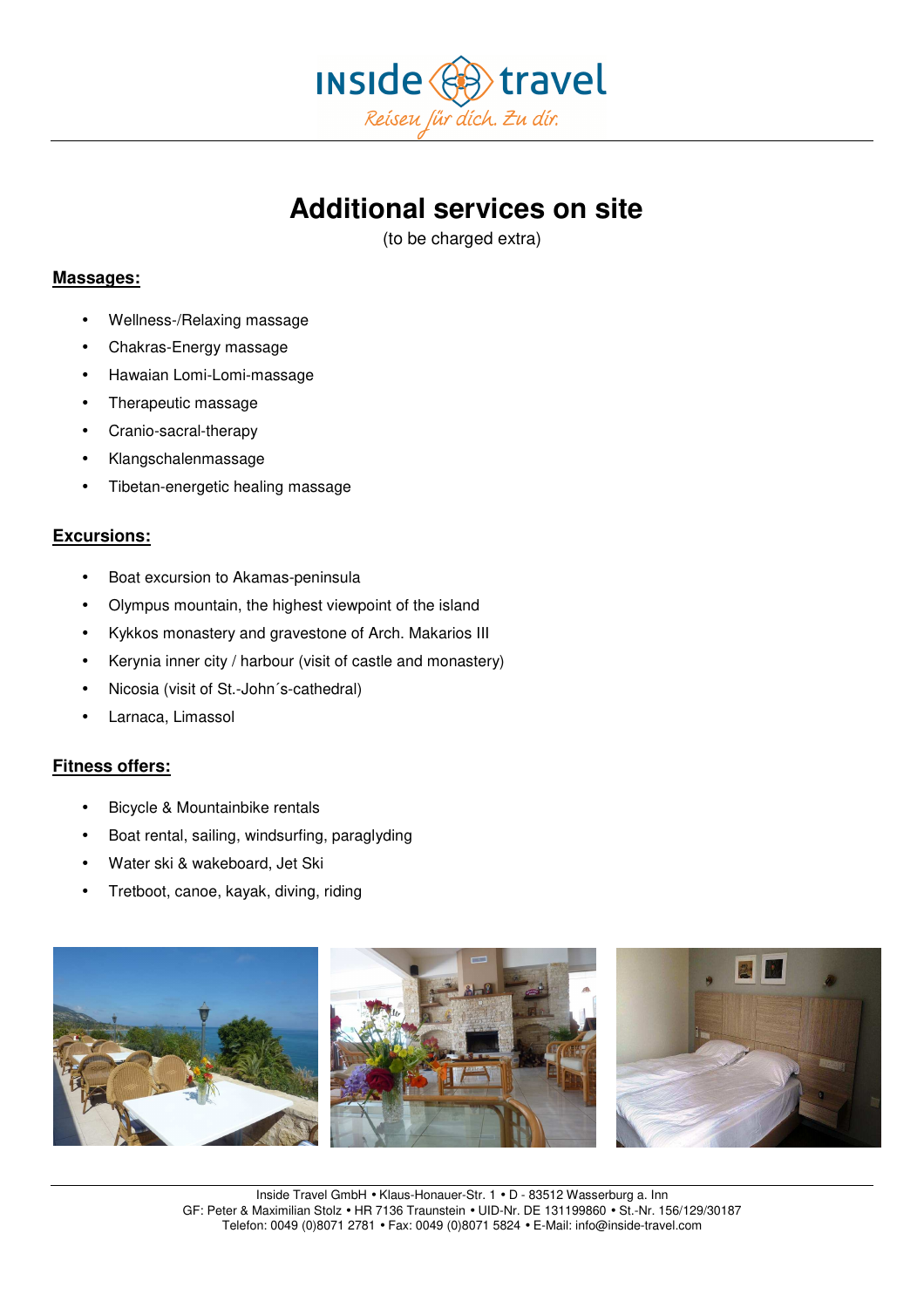# Additional services on site

(to be charged extra)

**Massages:**

- Wellness-/Relaxing massage
- Chakras-Energy massage
- Hawaian Lomi-Lomi-massage
- Therapeutic massage
- Cranio-sacral-therapy
- Klangschalenmassage
- Tibetan-energetic healing massage

**Excursions:**

- Boat excursion to Akamas-peninsula
- Olympus mountain, the highest viewpoint of the island
- Kykkos monastery and gravestone of Arch. Makarios III
- Kerynia inner city / harbour (visit of castle and monastery)
- Nicosia (visit of St.-John´s-cathedral)
- Larnaca, Limassol

**Fitness offers:**

- Bicycle & Mountainbike rentals
- Boat rental, sailing, windsurfing, paraglyding
- Water ski & wakeboard, Jet Ski
- Tretboot, canoe, kayak, diving, riding